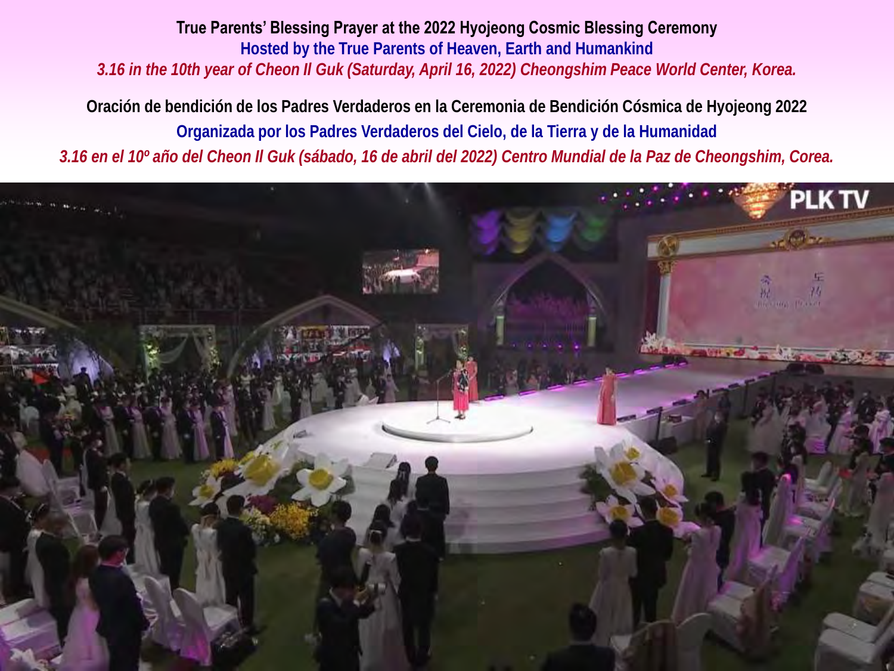**True Parents' Blessing Prayer at the 2022 Hyojeong Cosmic Blessing Ceremony**

**Hosted by the True Parents of Heaven, Earth and Humankind**

***3.16 in the 10th year of Cheon Il Guk (Saturday, April 16, 2022) Cheongshim Peace World Center, Korea.***

**Oración de bendición de los Padres Verdaderos en la Ceremonia de Bendición Cósmica de Hyojeong 2022**

**Organizada por los Padres Verdaderos del Cielo, de la Tierra y de la Humanidad**

***3.16 en el 10º año del Cheon Il Guk (sábado, 16 de abril del 2022) Centro Mundial de la Paz de Cheongshim, Corea.***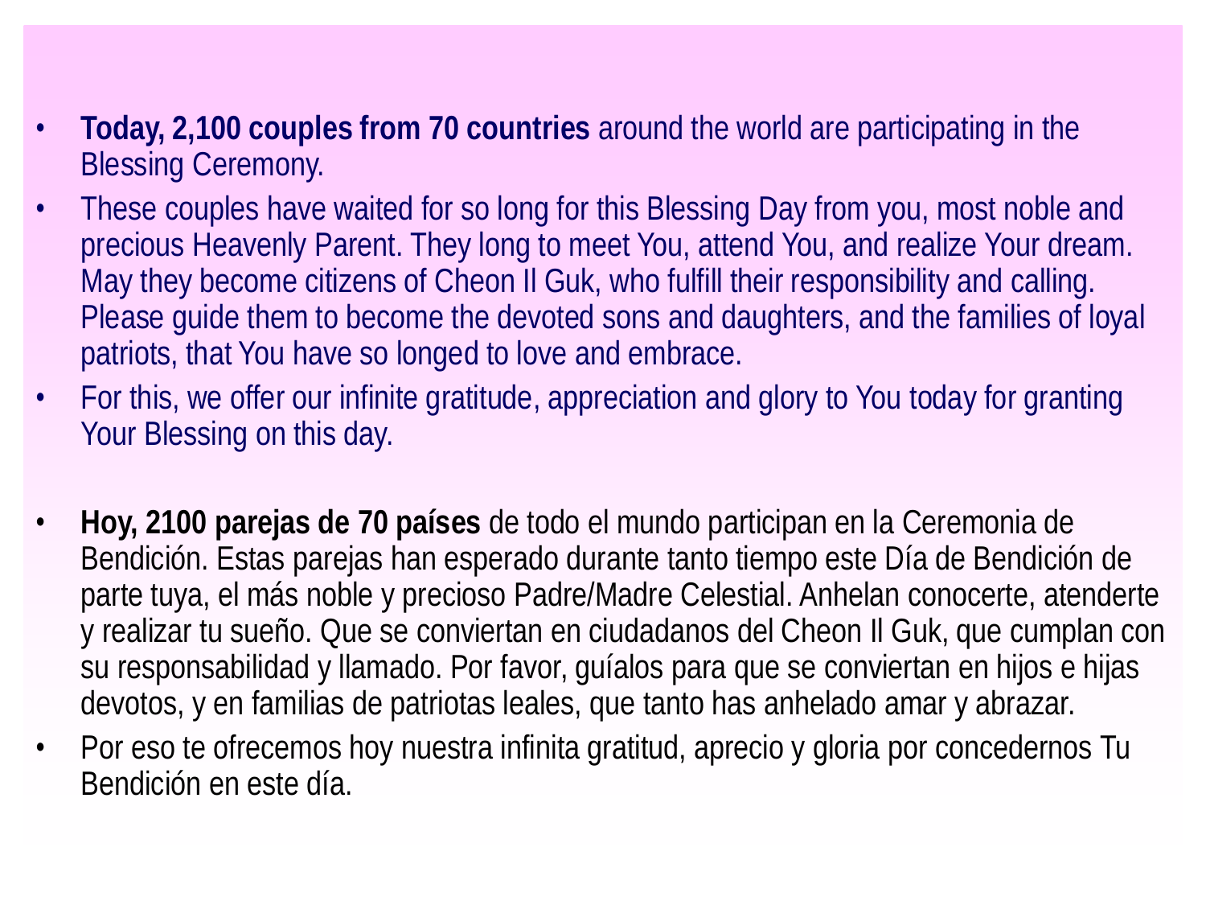- **Today, 2,100 couples from 70 countries** around the world are participating in the Blessing Ceremony.
- These couples have waited for so long for this Blessing Day from you, most noble and precious Heavenly Parent. They long to meet You, attend You, and realize Your dream. May they become citizens of Cheon Il Guk, who fulfill their responsibility and calling. Please guide them to become the devoted sons and daughters, and the families of loyal patriots, that You have so longed to love and embrace.
- For this, we offer our infinite gratitude, appreciation and glory to You today for granting Your Blessing on this day.

- **Hoy, 2100 parejas de 70 países** de todo el mundo participan en la Ceremonia de Bendición. Estas parejas han esperado durante tanto tiempo este Día de Bendición de parte tuya, el más noble y precioso Padre/Madre Celestial. Anhelan conocerte, atenderte y realizar tu sueño. Que se conviertan en ciudadanos del Cheon Il Guk, que cumplan con su responsabilidad y llamado. Por favor, guíalos para que se conviertan en hijos e hijas devotos, y en familias de patriotas leales, que tanto has anhelado amar y abrazar.
- Por eso te ofrecemos hoy nuestra infinita gratitud, aprecio y gloria por concedernos Tu Bendición en este día.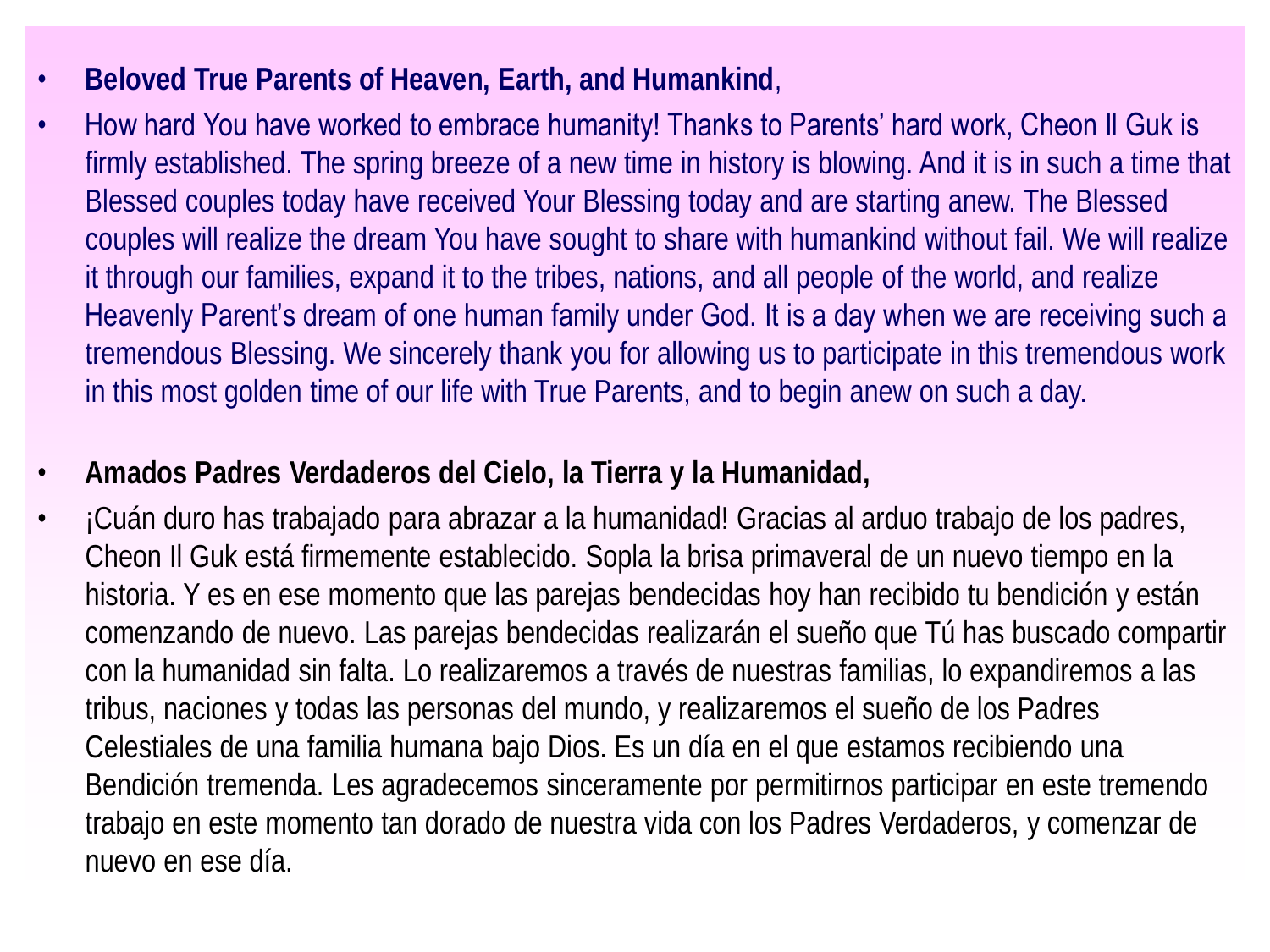- **Beloved True Parents of Heaven, Earth, and Humankind**,
- How hard You have worked to embrace humanity! Thanks to Parents' hard work, Cheon Il Guk is firmly established. The spring breeze of a new time in history is blowing. And it is in such a time that Blessed couples today have received Your Blessing today and are starting anew. The Blessed couples will realize the dream You have sought to share with humankind without fail. We will realize it through our families, expand it to the tribes, nations, and all people of the world, and realize Heavenly Parent's dream of one human family under God. It is a day when we are receiving such a tremendous Blessing. We sincerely thank you for allowing us to participate in this tremendous work in this most golden time of our life with True Parents, and to begin anew on such a day.

- **Amados Padres Verdaderos del Cielo, la Tierra y la Humanidad,**
- ¡Cuán duro has trabajado para abrazar a la humanidad! Gracias al arduo trabajo de los padres, Cheon Il Guk está firmemente establecido. Sopla la brisa primaveral de un nuevo tiempo en la historia. Y es en ese momento que las parejas bendecidas hoy han recibido tu bendición y están comenzando de nuevo. Las parejas bendecidas realizarán el sueño que Tú has buscado compartir con la humanidad sin falta. Lo realizaremos a través de nuestras familias, lo expandiremos a las tribus, naciones y todas las personas del mundo, y realizaremos el sueño de los Padres Celestiales de una familia humana bajo Dios. Es un día en el que estamos recibiendo una Bendición tremenda. Les agradecemos sinceramente por permitirnos participar en este tremendo trabajo en este momento tan dorado de nuestra vida con los Padres Verdaderos, y comenzar de nuevo en ese día.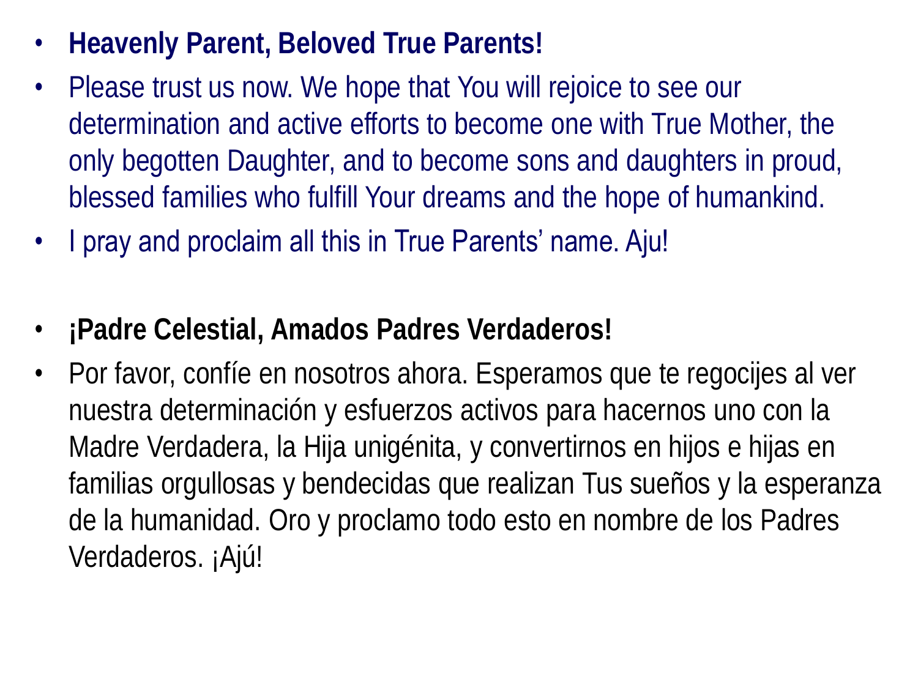- **Heavenly Parent, Beloved True Parents!**
- Please trust us now. We hope that You will rejoice to see our determination and active efforts to become one with True Mother, the only begotten Daughter, and to become sons and daughters in proud, blessed families who fulfill Your dreams and the hope of humankind.
- I pray and proclaim all this in True Parents' name. Aju!

- **¡Padre Celestial, Amados Padres Verdaderos!**
- Por favor, confíe en nosotros ahora. Esperamos que te regocijes al ver nuestra determinación y esfuerzos activos para hacernos uno con la Madre Verdadera, la Hija unigénita, y convertirnos en hijos e hijas en familias orgullosas y bendecidas que realizan Tus sueños y la esperanza de la humanidad. Oro y proclamo todo esto en nombre de los Padres Verdaderos. ¡Ajú!